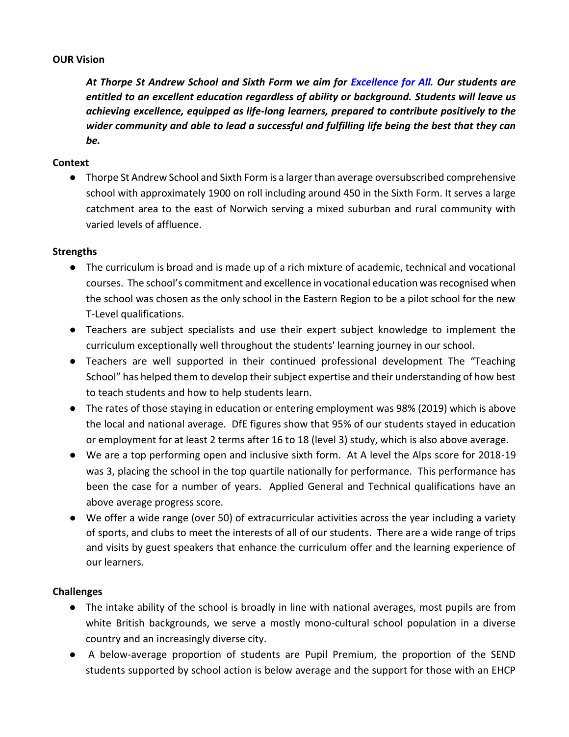**OUR Vision**

***At Thorpe St Andrew School and Sixth Form we aim for Excellence for All. Our students are entitled to an excellent education regardless of ability or background. Students will leave us achieving excellence, equipped as life-long learners, prepared to contribute positively to the wider community and able to lead a successful and fulfilling life being the best that they can be.***

**Context**

- Thorpe St Andrew School and Sixth Form is a larger than average oversubscribed comprehensive school with approximately 1900 on roll including around 450 in the Sixth Form. It serves a large catchment area to the east of Norwich serving a mixed suburban and rural community with varied levels of affluence.

**Strengths**

- The curriculum is broad and is made up of a rich mixture of academic, technical and vocational courses. The school's commitment and excellence in vocational education was recognised when the school was chosen as the only school in the Eastern Region to be a pilot school for the new T-Level qualifications.
- Teachers are subject specialists and use their expert subject knowledge to implement the curriculum exceptionally well throughout the students' learning journey in our school.
- Teachers are well supported in their continued professional development The "Teaching School" has helped them to develop their subject expertise and their understanding of how best to teach students and how to help students learn.
- The rates of those staying in education or entering employment was 98% (2019) which is above the local and national average. DfE figures show that 95% of our students stayed in education or employment for at least 2 terms after 16 to 18 (level 3) study, which is also above average.
- We are a top performing open and inclusive sixth form. At A level the Alps score for 2018-19 was 3, placing the school in the top quartile nationally for performance. This performance has been the case for a number of years. Applied General and Technical qualifications have an above average progress score.
- We offer a wide range (over 50) of extracurricular activities across the year including a variety of sports, and clubs to meet the interests of all of our students. There are a wide range of trips and visits by guest speakers that enhance the curriculum offer and the learning experience of our learners.

**Challenges**

- The intake ability of the school is broadly in line with national averages, most pupils are from white British backgrounds, we serve a mostly mono-cultural school population in a diverse country and an increasingly diverse city.
- A below-average proportion of students are Pupil Premium, the proportion of the SEND students supported by school action is below average and the support for those with an EHCP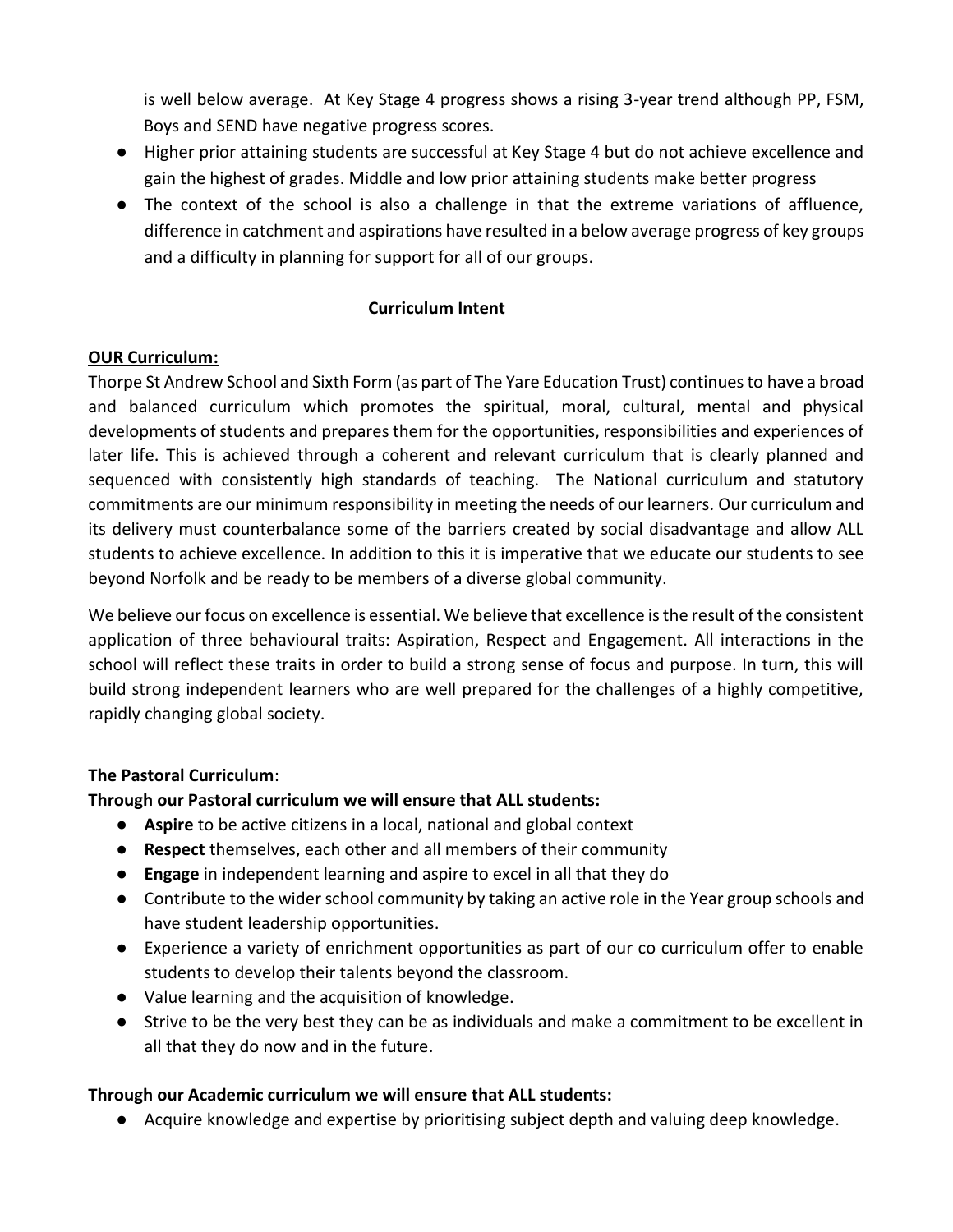is well below average. At Key Stage 4 progress shows a rising 3-year trend although PP, FSM, Boys and SEND have negative progress scores.

- Higher prior attaining students are successful at Key Stage 4 but do not achieve excellence and gain the highest of grades. Middle and low prior attaining students make better progress
- The context of the school is also a challenge in that the extreme variations of affluence, difference in catchment and aspirations have resulted in a below average progress of key groups and a difficulty in planning for support for all of our groups.

## Curriculum Intent

**OUR Curriculum:**

Thorpe St Andrew School and Sixth Form (as part of The Yare Education Trust) continues to have a broad and balanced curriculum which promotes the spiritual, moral, cultural, mental and physical developments of students and prepares them for the opportunities, responsibilities and experiences of later life. This is achieved through a coherent and relevant curriculum that is clearly planned and sequenced with consistently high standards of teaching. The National curriculum and statutory commitments are our minimum responsibility in meeting the needs of our learners. Our curriculum and its delivery must counterbalance some of the barriers created by social disadvantage and allow ALL students to achieve excellence. In addition to this it is imperative that we educate our students to see beyond Norfolk and be ready to be members of a diverse global community.

We believe our focus on excellence is essential. We believe that excellence is the result of the consistent application of three behavioural traits: Aspiration, Respect and Engagement. All interactions in the school will reflect these traits in order to build a strong sense of focus and purpose. In turn, this will build strong independent learners who are well prepared for the challenges of a highly competitive, rapidly changing global society.

**The Pastoral Curriculum**:

**Through our Pastoral curriculum we will ensure that ALL students:**

- **Aspire** to be active citizens in a local, national and global context
- **Respect** themselves, each other and all members of their community
- **Engage** in independent learning and aspire to excel in all that they do
- Contribute to the wider school community by taking an active role in the Year group schools and have student leadership opportunities.
- Experience a variety of enrichment opportunities as part of our co curriculum offer to enable students to develop their talents beyond the classroom.
- Value learning and the acquisition of knowledge.
- Strive to be the very best they can be as individuals and make a commitment to be excellent in all that they do now and in the future.

**Through our Academic curriculum we will ensure that ALL students:**

- Acquire knowledge and expertise by prioritising subject depth and valuing deep knowledge.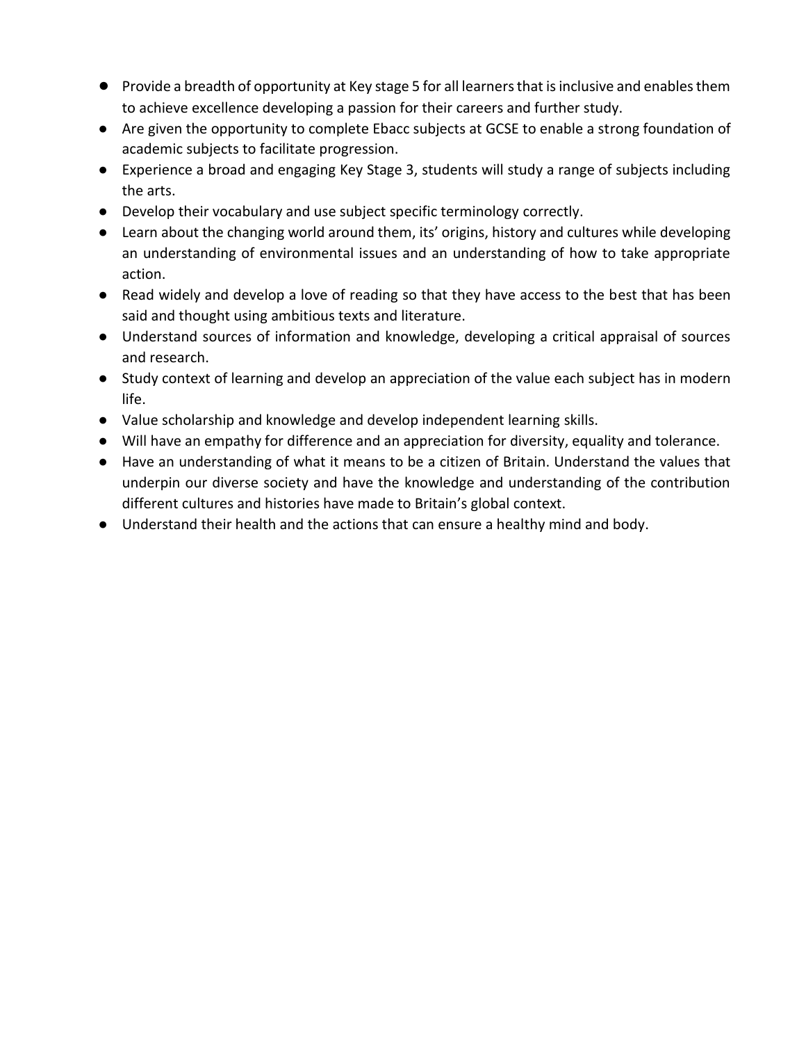- Provide a breadth of opportunity at Key stage 5 for all learners that is inclusive and enables them to achieve excellence developing a passion for their careers and further study.
- Are given the opportunity to complete Ebacc subjects at GCSE to enable a strong foundation of academic subjects to facilitate progression.
- Experience a broad and engaging Key Stage 3, students will study a range of subjects including the arts.
- Develop their vocabulary and use subject specific terminology correctly.
- Learn about the changing world around them, its' origins, history and cultures while developing an understanding of environmental issues and an understanding of how to take appropriate action.
- Read widely and develop a love of reading so that they have access to the best that has been said and thought using ambitious texts and literature.
- Understand sources of information and knowledge, developing a critical appraisal of sources and research.
- Study context of learning and develop an appreciation of the value each subject has in modern life.
- Value scholarship and knowledge and develop independent learning skills.
- Will have an empathy for difference and an appreciation for diversity, equality and tolerance.
- Have an understanding of what it means to be a citizen of Britain. Understand the values that underpin our diverse society and have the knowledge and understanding of the contribution different cultures and histories have made to Britain's global context.
- Understand their health and the actions that can ensure a healthy mind and body.